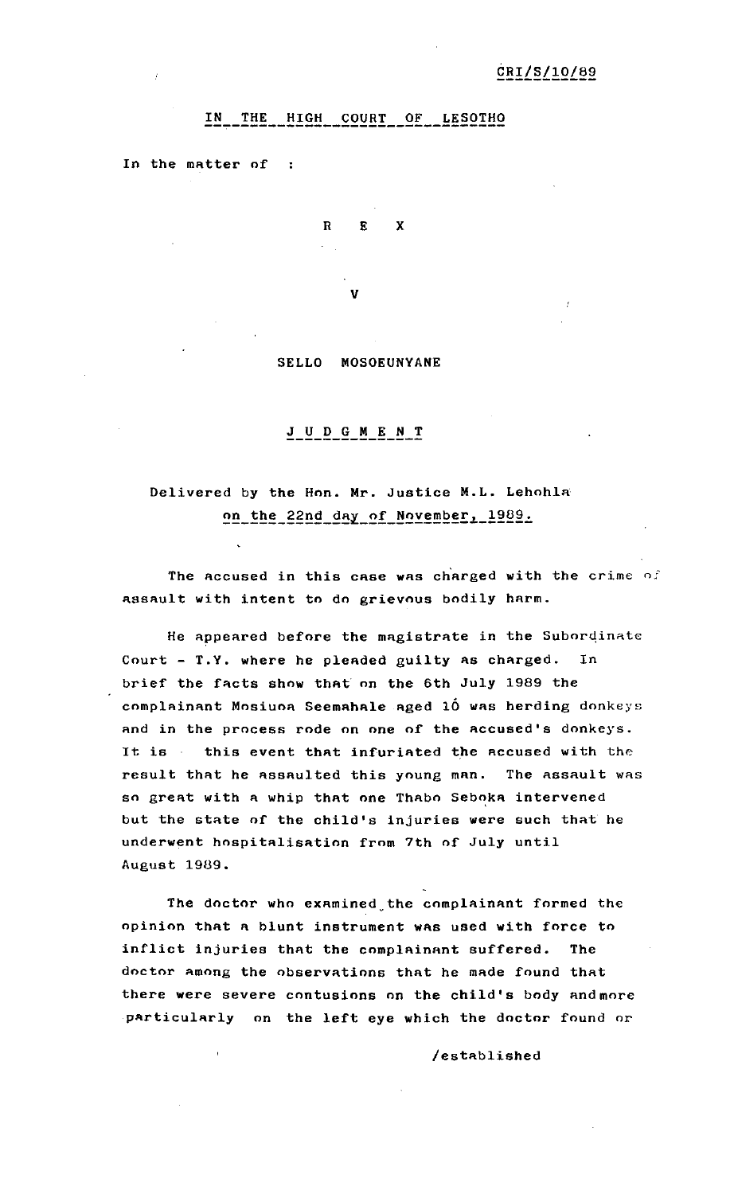CRI/S/10/89

## IN THE HIGH COURT OF LESOTHO

In the matter of :

R E X

V

SELLO MOSOEUNYANE

## JUDGMENT

Delivered by the Hon. Mr. Justice M.L. Lehohla on the 22nd day of November, 1989.

The accused in this case was charged with the crime of assault with intent to do grievous bodily harm.

He appeared before the magistrate in the Subordinate Court - T.Y. where he pleaded guilty as charged. In brief the facts show that on the 6th July 1989 the complainant Mosiuoa Seemahale aged 16 was herding donkeys and in the process rode on one of the accused's donkeys. It is this event that infuriated the accused with the result that he assaulted this young man. The assault was so great with a whip that one Thabo Seboka intervened but the state of the child's injuries were such that he underwent hospitalisation from 7th of July until August 1989.

The doctor who examined the complainant formed the opinion that a blunt instrument was used with force to inflict injuries that the complainant suffered. The doctor among the observations that he made found that there were severe contusions on the child's body and more particularly on the left eye which the doctor found or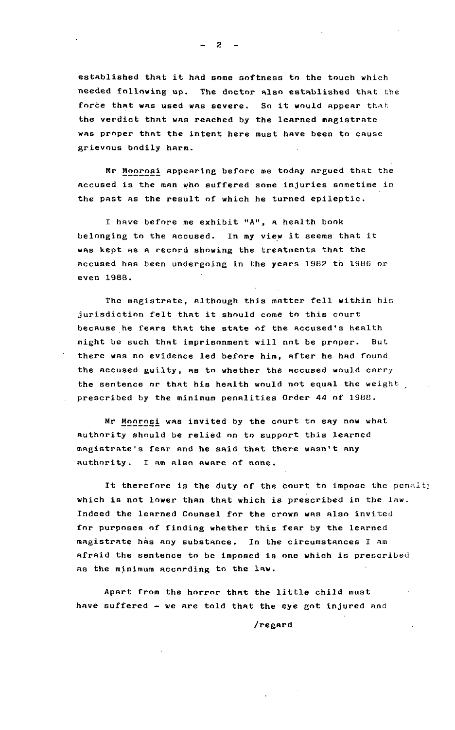established that it had some softness to the touch which needed following up. The doctor also established that the force that was used was severe. So it would appear that the verdict that was reached by the learned magistrate was proper that the intent here must have been to cause grievous bodily harm.

Mr Moorosi appearing before me today argued that the accused is the man who suffered some injuries sometime in the past as the result of which he turned epileptic.

I have before me exhibit "A", a health book belonging to the accused. In my view it seems that it was kept as a record showing the treatments that the accused has been undergoing in the years 1982 to 1986 or even 1988.

The magistrate, although this matter fell within his jurisdiction felt that it should come to this court because he fears that the state of the accused's health might be such that imprisonment will not be proper. But there was no evidence led before him, after he had found the accused guilty, as to whether the accused would carry the sentence or that his health would not equal the weight prescribed by the minimum penalities Order 44 of 1988.

Mr Moorosi was invited by the court to say now what authority should be relied on to support this learned magistrate's fear and he said that there wasn't any authority. I am also aware of none.

It therefore is the duty of the court to impose the penalty which is not lower than that which is prescribed in the law. Indeed the learned Counsel for the crown was also invited for purposes of finding whether this fear by the learned magistrate has any substance. In the circumstances I am afraid the sentence to be imposed is one which is prescribed as the minimum according to the law.

Apart from the horror that the little child must have suffered - we are told that the eye got injured and

/regard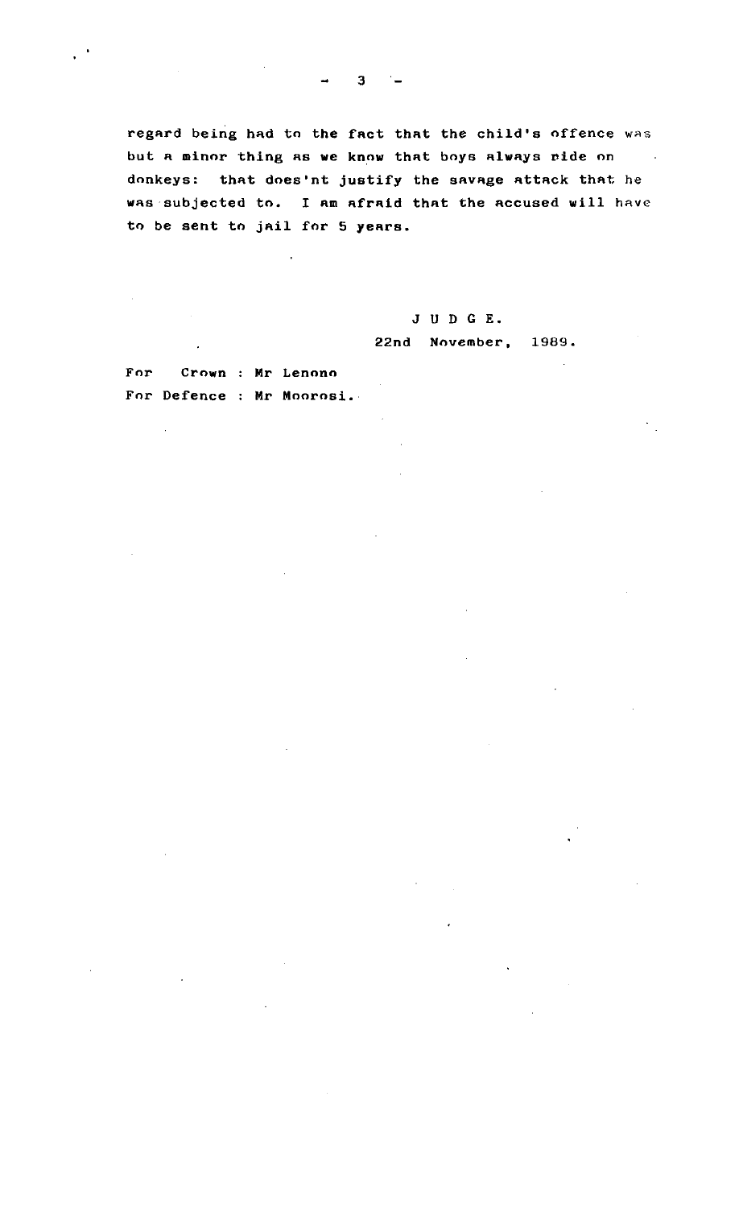regard being had to the fact that the child's offence was but a minor thing as we know that boys always ride on donkeys: that does'nt justify the savage attack that he was subjected to. I am afraid that the accused will have to be sent to jail for 5 years.

J U D G E.

22nd November, 1989.

For Crown : Mr Lenono

For Defence : Mr Moorosi.